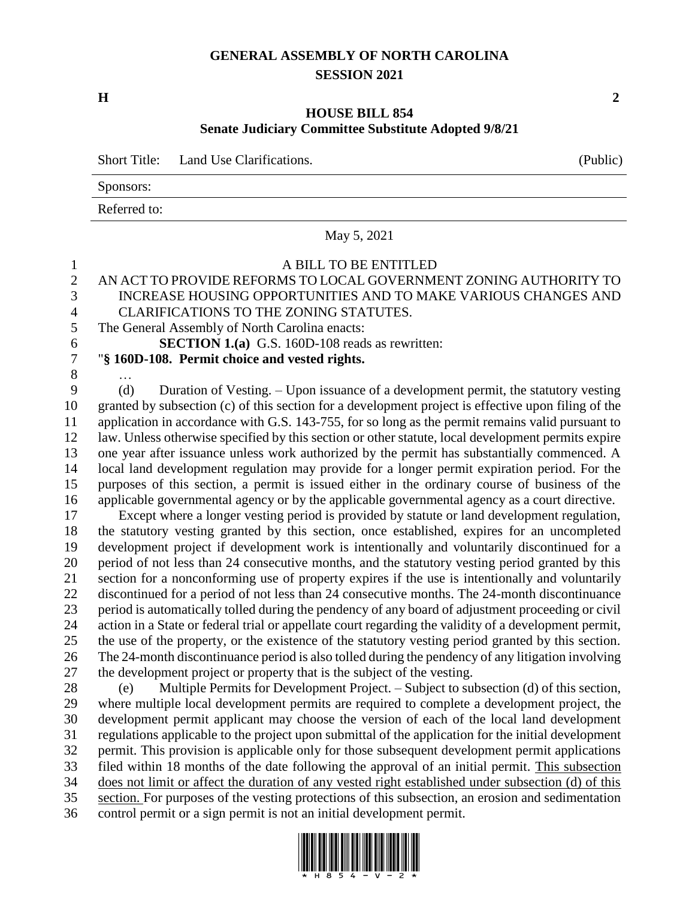# GENERAL ASSEMBLY OF NORTH CAROLINA
## SESSION 2021

**H** **2**

## HOUSE BILL 854
### Senate Judiciary Committee Substitute Adopted 9/8/21

| Short Title: | Land Use Clarifications. | (Public) |
|---|---|---|
| Sponsors: | | |
| Referred to: | | |

May 5, 2021

A BILL TO BE ENTITLED

AN ACT TO PROVIDE REFORMS TO LOCAL GOVERNMENT ZONING AUTHORITY TO INCREASE HOUSING OPPORTUNITIES AND TO MAKE VARIOUS CHANGES AND CLARIFICATIONS TO THE ZONING STATUTES.

The General Assembly of North Carolina enacts:

**SECTION 1.(a)** G.S. 160D-108 reads as rewritten:

"**§ 160D-108. Permit choice and vested rights.**

…

(d) Duration of Vesting. – Upon issuance of a development permit, the statutory vesting granted by subsection (c) of this section for a development project is effective upon filing of the application in accordance with G.S. 143-755, for so long as the permit remains valid pursuant to law. Unless otherwise specified by this section or other statute, local development permits expire one year after issuance unless work authorized by the permit has substantially commenced. A local land development regulation may provide for a longer permit expiration period. For the purposes of this section, a permit is issued either in the ordinary course of business of the applicable governmental agency or by the applicable governmental agency as a court directive.

Except where a longer vesting period is provided by statute or land development regulation, the statutory vesting granted by this section, once established, expires for an uncompleted development project if development work is intentionally and voluntarily discontinued for a period of not less than 24 consecutive months, and the statutory vesting period granted by this section for a nonconforming use of property expires if the use is intentionally and voluntarily discontinued for a period of not less than 24 consecutive months. The 24-month discontinuance period is automatically tolled during the pendency of any board of adjustment proceeding or civil action in a State or federal trial or appellate court regarding the validity of a development permit, the use of the property, or the existence of the statutory vesting period granted by this section. The 24-month discontinuance period is also tolled during the pendency of any litigation involving the development project or property that is the subject of the vesting.

(e) Multiple Permits for Development Project. – Subject to subsection (d) of this section, where multiple local development permits are required to complete a development project, the development permit applicant may choose the version of each of the local land development regulations applicable to the project upon submittal of the application for the initial development permit. This provision is applicable only for those subsequent development permit applications filed within 18 months of the date following the approval of an initial permit. <u>This subsection does not limit or affect the duration of any vested right established under subsection (d) of this section.</u> For purposes of the vesting protections of this subsection, an erosion and sedimentation control permit or a sign permit is not an initial development permit.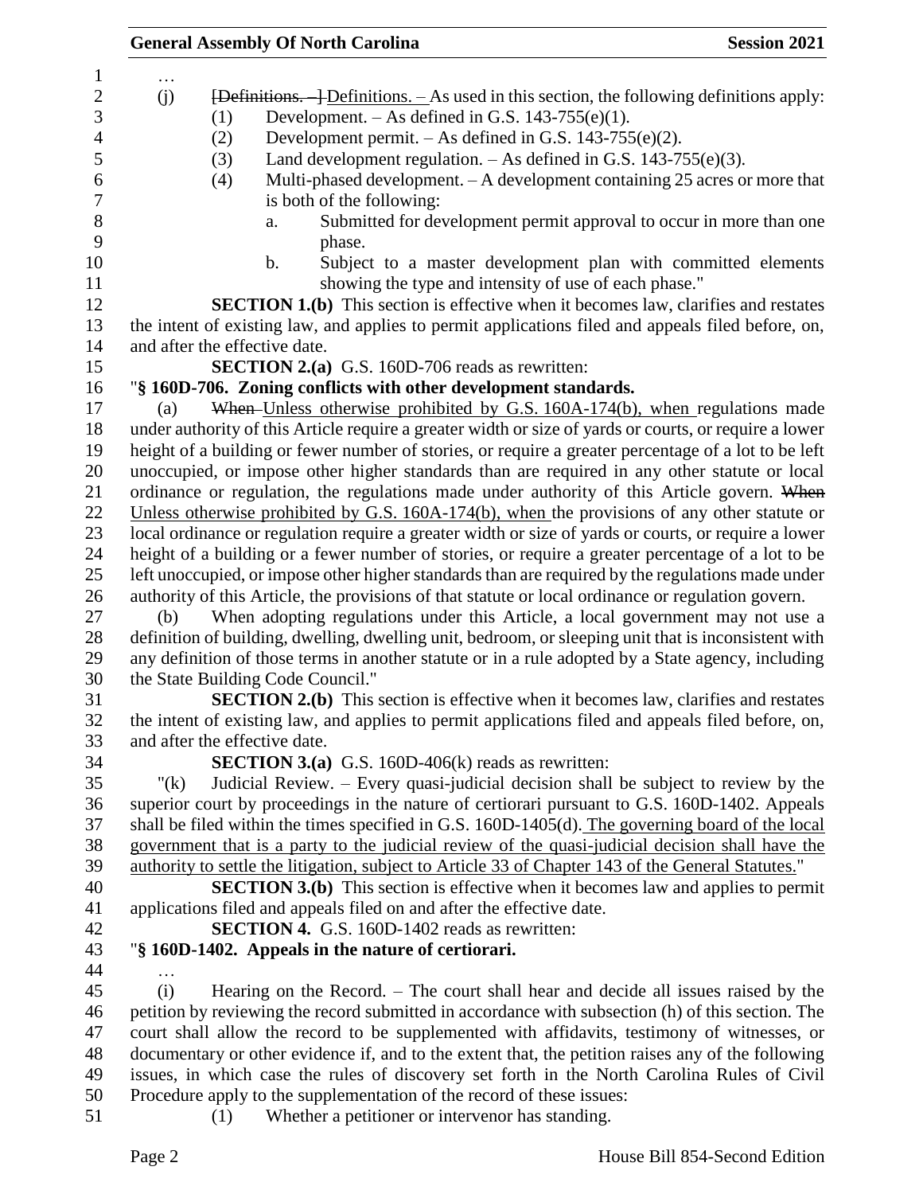…

(j) ~~[Definitions. –]~~ Definitions. – As used in this section, the following definitions apply:

(1) Development. – As defined in G.S. 143-755(e)(1).

(2) Development permit. – As defined in G.S. 143-755(e)(2).

(3) Land development regulation. – As defined in G.S. 143-755(e)(3).

(4) Multi-phased development. – A development containing 25 acres or more that is both of the following:

a. Submitted for development permit approval to occur in more than one phase.

b. Subject to a master development plan with committed elements showing the type and intensity of use of each phase."

**SECTION 1.(b)** This section is effective when it becomes law, clarifies and restates the intent of existing law, and applies to permit applications filed and appeals filed before, on, and after the effective date.

**SECTION 2.(a)** G.S. 160D-706 reads as rewritten:

"**§ 160D-706. Zoning conflicts with other development standards.**

(a) ~~When~~ Unless otherwise prohibited by G.S. 160A-174(b), when regulations made under authority of this Article require a greater width or size of yards or courts, or require a lower height of a building or fewer number of stories, or require a greater percentage of a lot to be left unoccupied, or impose other higher standards than are required in any other statute or local ordinance or regulation, the regulations made under authority of this Article govern. ~~When~~ Unless otherwise prohibited by G.S. 160A-174(b), when the provisions of any other statute or local ordinance or regulation require a greater width or size of yards or courts, or require a lower height of a building or a fewer number of stories, or require a greater percentage of a lot to be left unoccupied, or impose other higher standards than are required by the regulations made under authority of this Article, the provisions of that statute or local ordinance or regulation govern.

(b) When adopting regulations under this Article, a local government may not use a definition of building, dwelling, dwelling unit, bedroom, or sleeping unit that is inconsistent with any definition of those terms in another statute or in a rule adopted by a State agency, including the State Building Code Council."

**SECTION 2.(b)** This section is effective when it becomes law, clarifies and restates the intent of existing law, and applies to permit applications filed and appeals filed before, on, and after the effective date.

**SECTION 3.(a)** G.S. 160D-406(k) reads as rewritten:

"(k) Judicial Review. – Every quasi-judicial decision shall be subject to review by the superior court by proceedings in the nature of certiorari pursuant to G.S. 160D-1402. Appeals shall be filed within the times specified in G.S. 160D-1405(d). The governing board of the local government that is a party to the judicial review of the quasi-judicial decision shall have the authority to settle the litigation, subject to Article 33 of Chapter 143 of the General Statutes."

**SECTION 3.(b)** This section is effective when it becomes law and applies to permit applications filed and appeals filed on and after the effective date.

**SECTION 4.** G.S. 160D-1402 reads as rewritten:

"**§ 160D-1402. Appeals in the nature of certiorari.**

…

(i) Hearing on the Record. – The court shall hear and decide all issues raised by the petition by reviewing the record submitted in accordance with subsection (h) of this section. The court shall allow the record to be supplemented with affidavits, testimony of witnesses, or documentary or other evidence if, and to the extent that, the petition raises any of the following issues, in which case the rules of discovery set forth in the North Carolina Rules of Civil Procedure apply to the supplementation of the record of these issues:

(1) Whether a petitioner or intervenor has standing.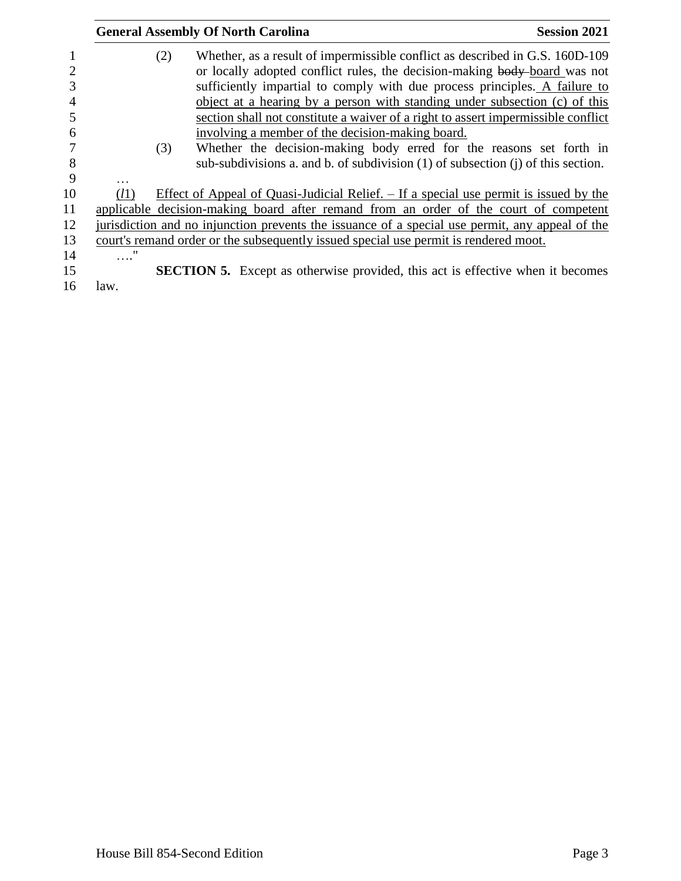(2) Whether, as a result of impermissible conflict as described in G.S. 160D-109 or locally adopted conflict rules, the decision-making ~~body~~ board was not sufficiently impartial to comply with due process principles. A failure to object at a hearing by a person with standing under subsection (c) of this section shall not constitute a waiver of a right to assert impermissible conflict involving a member of the decision-making board.

(3) Whether the decision-making body erred for the reasons set forth in sub-subdivisions a. and b. of subdivision (1) of subsection (j) of this section.

…

(*l*1) Effect of Appeal of Quasi-Judicial Relief. – If a special use permit is issued by the applicable decision-making board after remand from an order of the court of competent jurisdiction and no injunction prevents the issuance of a special use permit, any appeal of the court's remand order or the subsequently issued special use permit is rendered moot.

…."

**SECTION 5.** Except as otherwise provided, this act is effective when it becomes law.